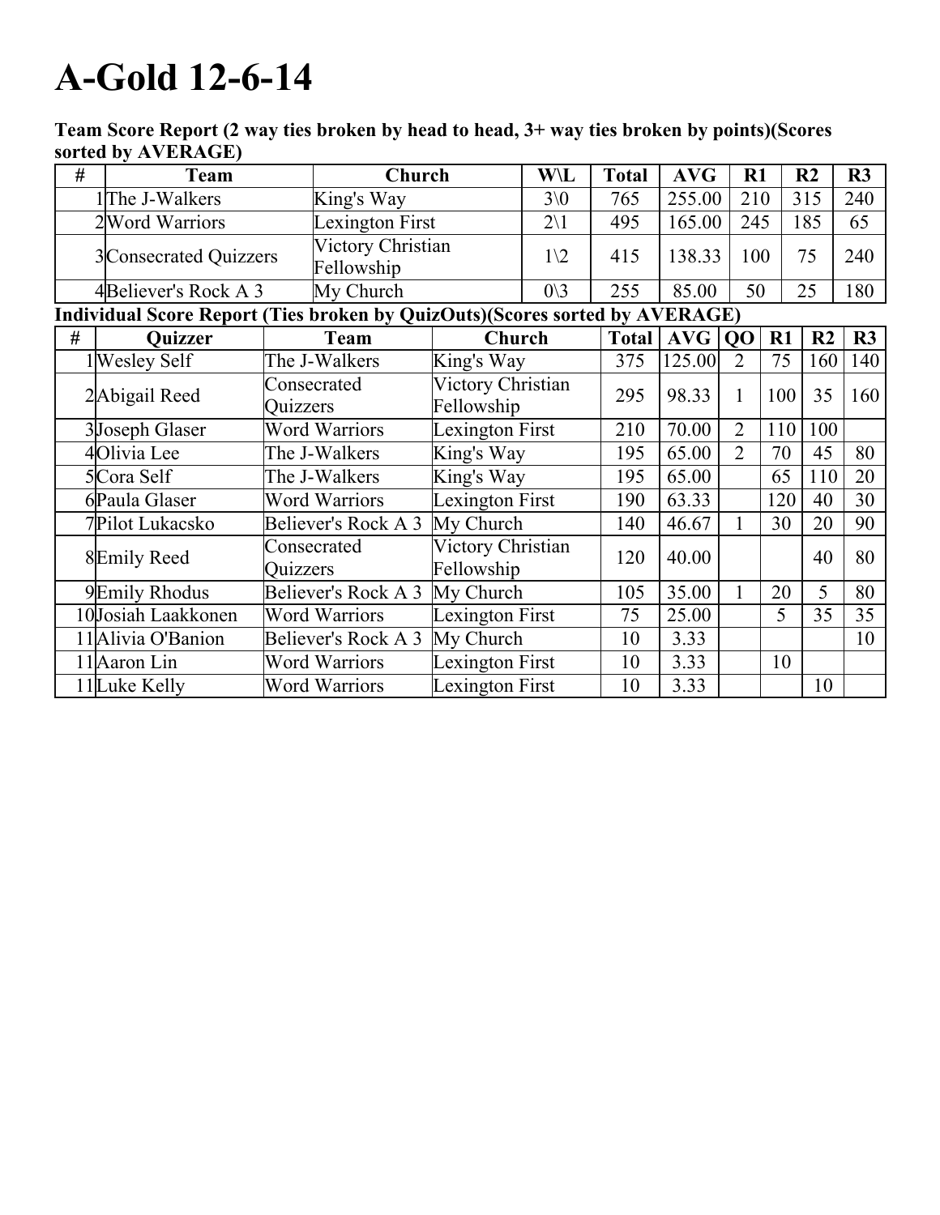# A-Gold 12-6-14

**Team Score Report (2 way ties broken by head to head, 3+ way ties broken by points)(Scores sorted by AVERAGE)**

| # | Team | Church | W\L | Total | AVG | R1 | R2 | R3 |
|---|---|---|---|---|---|---|---|---|
| 1 | The J-Walkers | King's Way | 3\0 | 765 | 255.00 | 210 | 315 | 240 |
| 2 | Word Warriors | Lexington First | 2\1 | 495 | 165.00 | 245 | 185 | 65 |
| 3 | Consecrated Quizzers | Victory Christian Fellowship | 1\2 | 415 | 138.33 | 100 | 75 | 240 |
| 4 | Believer's Rock A 3 | My Church | 0\3 | 255 | 85.00 | 50 | 25 | 180 |

**Individual Score Report (Ties broken by QuizOuts)(Scores sorted by AVERAGE)**

| # | Quizzer | Team | Church | Total | AVG | QO | R1 | R2 | R3 |
|---|---|---|---|---|---|---|---|---|---|
| 1 | Wesley Self | The J-Walkers | King's Way | 375 | 125.00 | 2 | 75 | 160 | 140 |
| 2 | Abigail Reed | Consecrated Quizzers | Victory Christian Fellowship | 295 | 98.33 | 1 | 100 | 35 | 160 |
| 3 | Joseph Glaser | Word Warriors | Lexington First | 210 | 70.00 | 2 | 110 | 100 | |
| 4 | Olivia Lee | The J-Walkers | King's Way | 195 | 65.00 | 2 | 70 | 45 | 80 |
| 5 | Cora Self | The J-Walkers | King's Way | 195 | 65.00 | | 65 | 110 | 20 |
| 6 | Paula Glaser | Word Warriors | Lexington First | 190 | 63.33 | | 120 | 40 | 30 |
| 7 | Pilot Lukacsko | Believer's Rock A 3 | My Church | 140 | 46.67 | 1 | 30 | 20 | 90 |
| 8 | Emily Reed | Consecrated Quizzers | Victory Christian Fellowship | 120 | 40.00 | | | 40 | 80 |
| 9 | Emily Rhodus | Believer's Rock A 3 | My Church | 105 | 35.00 | 1 | 20 | 5 | 80 |
| 10 | Josiah Laakkonen | Word Warriors | Lexington First | 75 | 25.00 | | 5 | 35 | 35 |
| 11 | Alivia O'Banion | Believer's Rock A 3 | My Church | 10 | 3.33 | | | | 10 |
| 11 | Aaron Lin | Word Warriors | Lexington First | 10 | 3.33 | | 10 | | |
| 11 | Luke Kelly | Word Warriors | Lexington First | 10 | 3.33 | | | 10 | |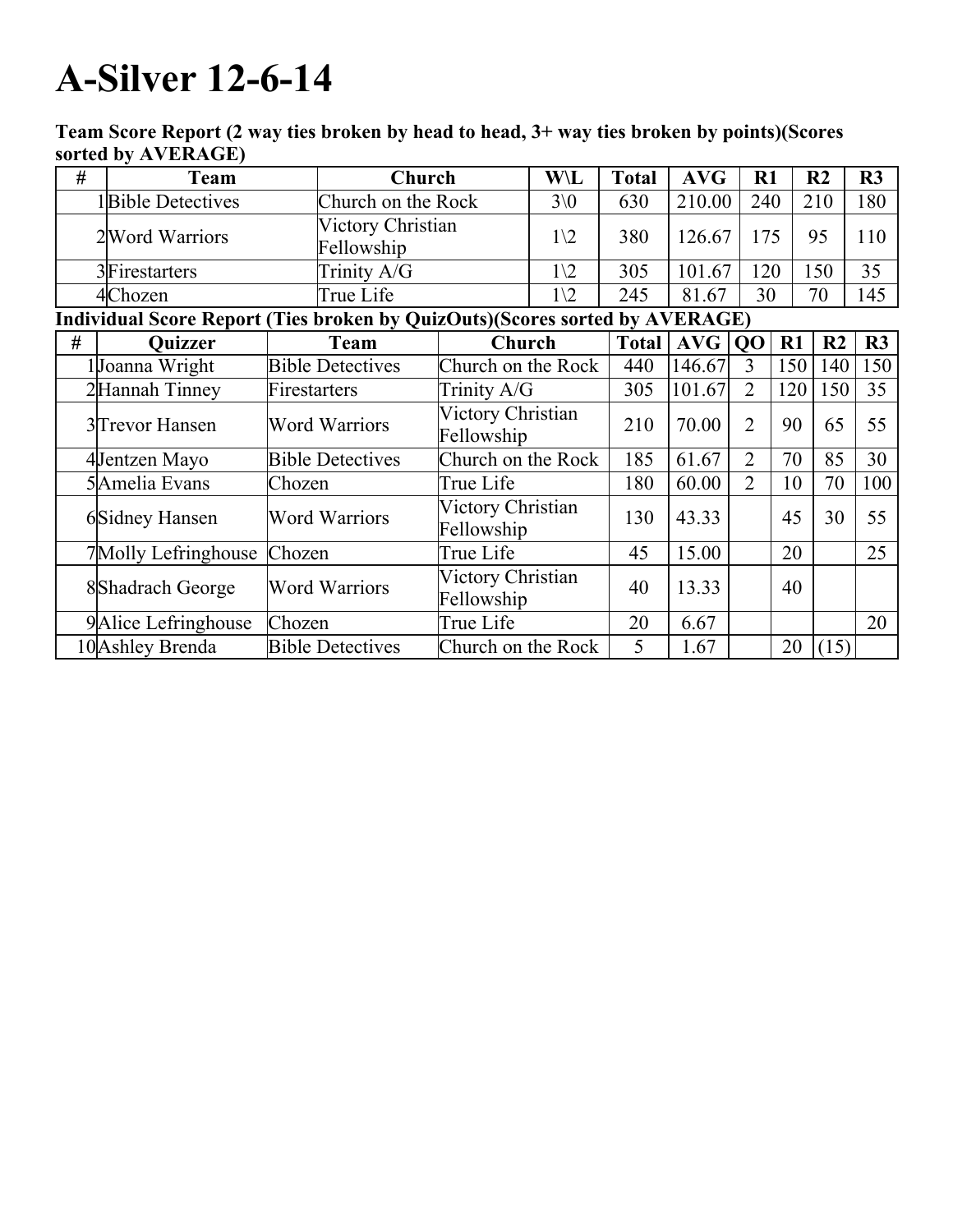# A-Silver 12-6-14

**Team Score Report (2 way ties broken by head to head, 3+ way ties broken by points)(Scores sorted by AVERAGE)**

| # | Team | Church | W\L | Total | AVG | R1 | R2 | R3 |
|---|---|---|---|---|---|---|---|---|
| 1 | Bible Detectives | Church on the Rock | 3\0 | 630 | 210.00 | 240 | 210 | 180 |
| 2 | Word Warriors | Victory Christian Fellowship | 1\2 | 380 | 126.67 | 175 | 95 | 110 |
| 3 | Firestarters | Trinity A/G | 1\2 | 305 | 101.67 | 120 | 150 | 35 |
| 4 | Chozen | True Life | 1\2 | 245 | 81.67 | 30 | 70 | 145 |

**Individual Score Report (Ties broken by QuizOuts)(Scores sorted by AVERAGE)**

| # | Quizzer | Team | Church | Total | AVG | QO | R1 | R2 | R3 |
|---|---|---|---|---|---|---|---|---|---|
| 1 | Joanna Wright | Bible Detectives | Church on the Rock | 440 | 146.67 | 3 | 150 | 140 | 150 |
| 2 | Hannah Tinney | Firestarters | Trinity A/G | 305 | 101.67 | 2 | 120 | 150 | 35 |
| 3 | Trevor Hansen | Word Warriors | Victory Christian Fellowship | 210 | 70.00 | 2 | 90 | 65 | 55 |
| 4 | Jentzen Mayo | Bible Detectives | Church on the Rock | 185 | 61.67 | 2 | 70 | 85 | 30 |
| 5 | Amelia Evans | Chozen | True Life | 180 | 60.00 | 2 | 10 | 70 | 100 |
| 6 | Sidney Hansen | Word Warriors | Victory Christian Fellowship | 130 | 43.33 | | 45 | 30 | 55 |
| 7 | Molly Lefringhouse | Chozen | True Life | 45 | 15.00 | | 20 | | 25 |
| 8 | Shadrach George | Word Warriors | Victory Christian Fellowship | 40 | 13.33 | | 40 | | |
| 9 | Alice Lefringhouse | Chozen | True Life | 20 | 6.67 | | | | 20 |
| 10 | Ashley Brenda | Bible Detectives | Church on the Rock | 5 | 1.67 | | 20 | (15) | |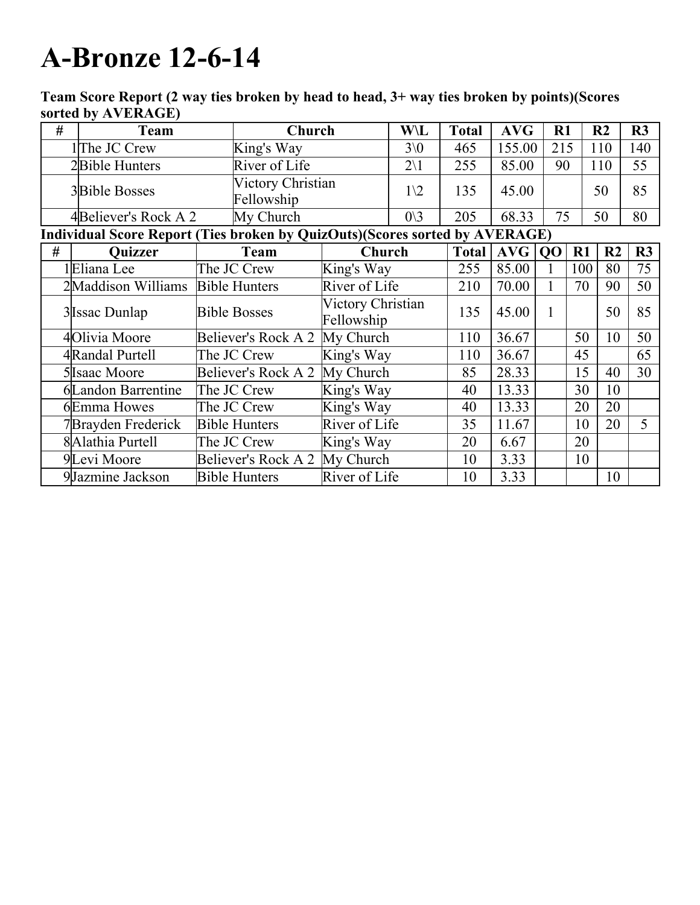# A-Bronze 12-6-14

**Team Score Report (2 way ties broken by head to head, 3+ way ties broken by points)(Scores sorted by AVERAGE)**

| # | Team | Church | W\L | Total | AVG | R1 | R2 | R3 |
|---|---|---|---|---|---|---|---|---|
| 1 | The JC Crew | King's Way | 3\0 | 465 | 155.00 | 215 | 110 | 140 |
| 2 | Bible Hunters | River of Life | 2\1 | 255 | 85.00 | 90 | 110 | 55 |
| 3 | Bible Bosses | Victory Christian Fellowship | 1\2 | 135 | 45.00 | | 50 | 85 |
| 4 | Believer's Rock A 2 | My Church | 0\3 | 205 | 68.33 | 75 | 50 | 80 |

**Individual Score Report (Ties broken by QuizOuts)(Scores sorted by AVERAGE)**

| # | Quizzer | Team | Church | Total | AVG | QO | R1 | R2 | R3 |
|---|---|---|---|---|---|---|---|---|---|
| 1 | Eliana Lee | The JC Crew | King's Way | 255 | 85.00 | 1 | 100 | 80 | 75 |
| 2 | Maddison Williams | Bible Hunters | River of Life | 210 | 70.00 | 1 | 70 | 90 | 50 |
| 3 | Issac Dunlap | Bible Bosses | Victory Christian Fellowship | 135 | 45.00 | 1 | | 50 | 85 |
| 4 | Olivia Moore | Believer's Rock A 2 | My Church | 110 | 36.67 | | 50 | 10 | 50 |
| 4 | Randal Purtell | The JC Crew | King's Way | 110 | 36.67 | | 45 | | 65 |
| 5 | Isaac Moore | Believer's Rock A 2 | My Church | 85 | 28.33 | | 15 | 40 | 30 |
| 6 | Landon Barrentine | The JC Crew | King's Way | 40 | 13.33 | | 30 | 10 | |
| 6 | Emma Howes | The JC Crew | King's Way | 40 | 13.33 | | 20 | 20 | |
| 7 | Brayden Frederick | Bible Hunters | River of Life | 35 | 11.67 | | 10 | 20 | 5 |
| 8 | Alathia Purtell | The JC Crew | King's Way | 20 | 6.67 | | 20 | | |
| 9 | Levi Moore | Believer's Rock A 2 | My Church | 10 | 3.33 | | 10 | | |
| 9 | Jazmine Jackson | Bible Hunters | River of Life | 10 | 3.33 | | | 10 | |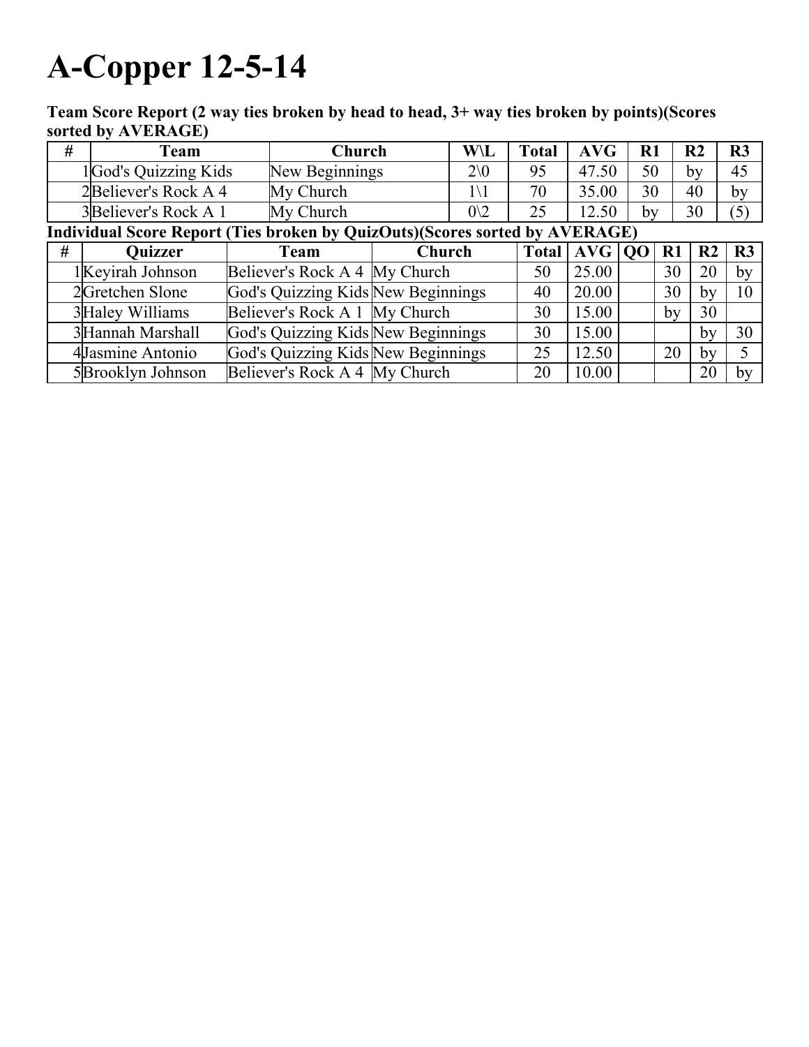# A-Copper 12-5-14

**Team Score Report (2 way ties broken by head to head, 3+ way ties broken by points)(Scores sorted by AVERAGE)**

| # | Team | Church | W\L | Total | AVG | R1 | R2 | R3 |
|---|---|---|---|---|---|---|---|---|
| 1 | God's Quizzing Kids | New Beginnings | 2\0 | 95 | 47.50 | 50 | by | 45 |
| 2 | Believer's Rock A 4 | My Church | 1\1 | 70 | 35.00 | 30 | 40 | by |
| 3 | Believer's Rock A 1 | My Church | 0\2 | 25 | 12.50 | by | 30 | (5) |

**Individual Score Report (Ties broken by QuizOuts)(Scores sorted by AVERAGE)**

| # | Quizzer | Team | Church | Total | AVG | QO | R1 | R2 | R3 |
|---|---|---|---|---|---|---|---|---|---|
| 1 | Keyirah Johnson | Believer's Rock A 4 | My Church | 50 | 25.00 | | 30 | 20 | by |
| 2 | Gretchen Slone | God's Quizzing Kids | New Beginnings | 40 | 20.00 | | 30 | by | 10 |
| 3 | Haley Williams | Believer's Rock A 1 | My Church | 30 | 15.00 | | by | 30 | |
| 3 | Hannah Marshall | God's Quizzing Kids | New Beginnings | 30 | 15.00 | | | by | 30 |
| 4 | Jasmine Antonio | God's Quizzing Kids | New Beginnings | 25 | 12.50 | | 20 | by | 5 |
| 5 | Brooklyn Johnson | Believer's Rock A 4 | My Church | 20 | 10.00 | | | 20 | by |